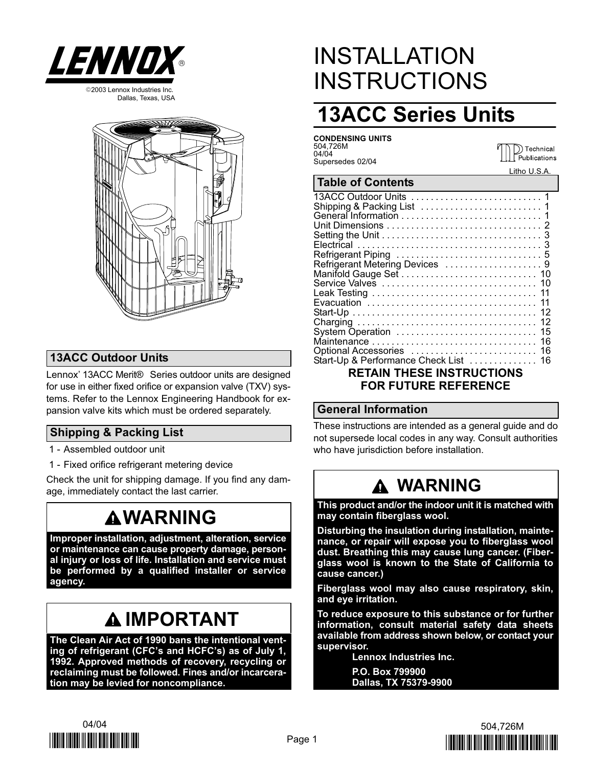LENNOX®

©2003 Lennox Industries Inc.
Dallas, Texas, USA

# INSTALLATION INSTRUCTIONS

# 13ACC Series Units

**CONDENSING UNITS**
504,726M
04/04
Supersedes 02/04

Technical Publications

Litho U.S.A.

## Table of Contents

| | |
|---|---|
| 13ACC Outdoor Units | 1 |
| Shipping & Packing List | 1 |
| General Information | 1 |
| Unit Dimensions | 2 |
| Setting the Unit | 3 |
| Electrical | 3 |
| Refrigerant Piping | 5 |
| Refrigerant Metering Devices | 9 |
| Manifold Gauge Set | 10 |
| Service Valves | 10 |
| Leak Testing | 11 |
| Evacuation | 11 |
| Start-Up | 12 |
| Charging | 12 |
| System Operation | 15 |
| Maintenance | 16 |
| Optional Accessories | 16 |
| Start-Up & Performance Check List | 16 |

**RETAIN THESE INSTRUCTIONS FOR FUTURE REFERENCE**

## 13ACC Outdoor Units

Lennox' 13ACC Merit® Series outdoor units are designed for use in either fixed orifice or expansion valve (TXV) systems. Refer to the Lennox Engineering Handbook for expansion valve kits which must be ordered separately.

## Shipping & Packing List

1 - Assembled outdoor unit

1 - Fixed orifice refrigerant metering device

Check the unit for shipping damage. If you find any damage, immediately contact the last carrier.

### ⚠ WARNING

**Improper installation, adjustment, alteration, service or maintenance can cause property damage, personal injury or loss of life. Installation and service must be performed by a qualified installer or service agency.**

### ⚠ IMPORTANT

**The Clean Air Act of 1990 bans the intentional venting of refrigerant (CFC's and HCFC's) as of July 1, 1992. Approved methods of recovery, recycling or reclaiming must be followed. Fines and/or incarceration may be levied for noncompliance.**

## General Information

These instructions are intended as a general guide and do not supersede local codes in any way. Consult authorities who have jurisdiction before installation.

### ⚠ WARNING

**This product and/or the indoor unit it is matched with may contain fiberglass wool.**

**Disturbing the insulation during installation, maintenance, or repair will expose you to fiberglass wool dust. Breathing this may cause lung cancer. (Fiberglass wool is known to the State of California to cause cancer.)**

**Fiberglass wool may also cause respiratory, skin, and eye irritation.**

**To reduce exposure to this substance or for further information, consult material safety data sheets available from address shown below, or contact your supervisor.**

**Lennox Industries Inc.**
**P.O. Box 799900**
**Dallas, TX 75379-9900**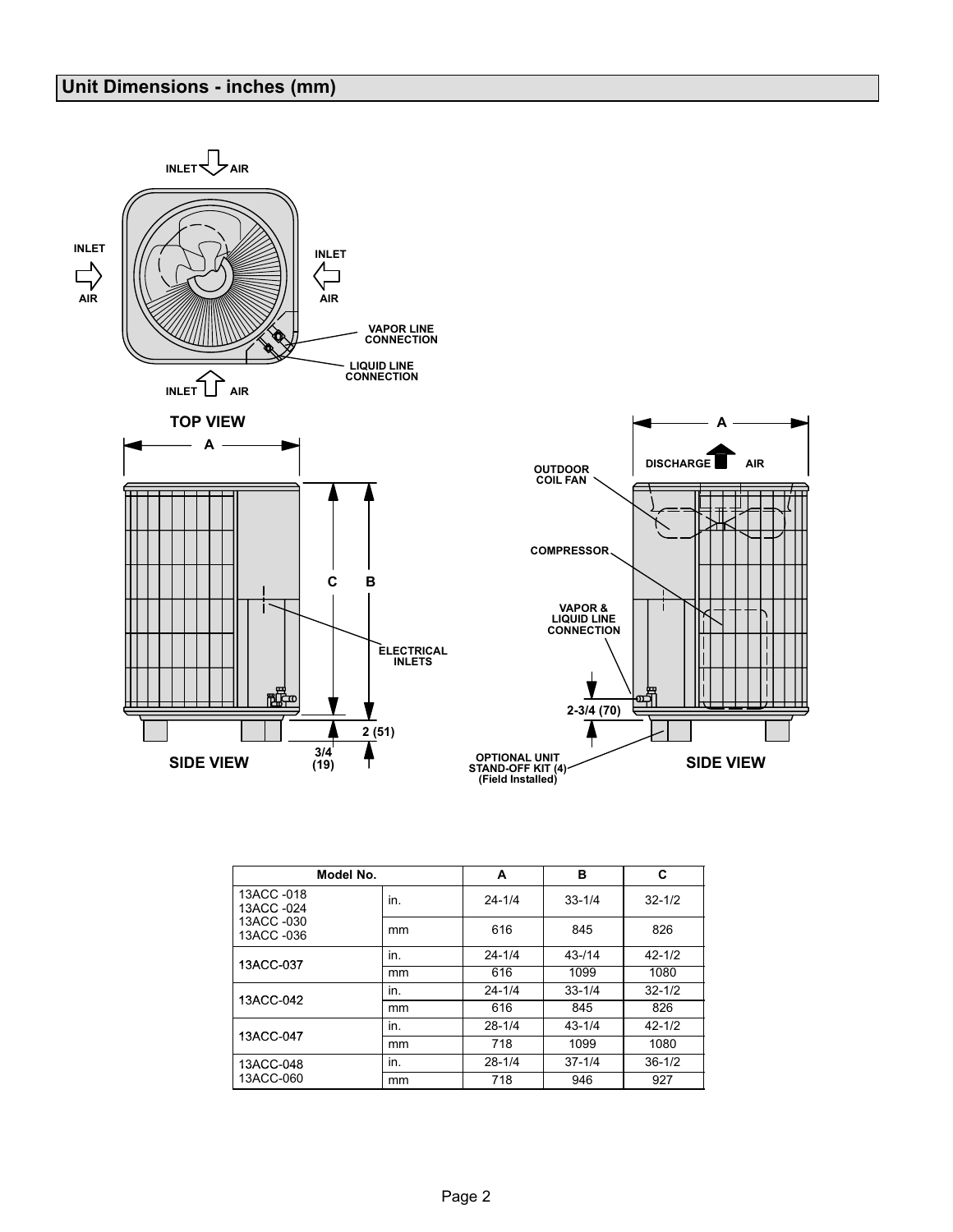## Unit Dimensions - inches (mm)

INLET AIR

INLET AIR

INLET AIR

INLET AIR

VAPOR LINE CONNECTION

LIQUID LINE CONNECTION

TOP VIEW

A

C B

ELECTRICAL INLETS

2 (51)

3/4 (19)

SIDE VIEW

A

DISCHARGE AIR

OUTDOOR COIL FAN

COMPRESSOR

VAPOR & LIQUID LINE CONNECTION

2-3/4 (70)

OPTIONAL UNIT STAND-OFF KIT (4) (Field Installed)

SIDE VIEW

| Model No. | | A | B | C |
|---|---|---|---|---|
| 13ACC -018<br>13ACC -024<br>13ACC -030<br>13ACC -036 | in. | 24-1/4 | 33-1/4 | 32-1/2 |
| | mm | 616 | 845 | 826 |
| 13ACC-037 | in. | 24-1/4 | 43-/14 | 42-1/2 |
| | mm | 616 | 1099 | 1080 |
| 13ACC-042 | in. | 24-1/4 | 33-1/4 | 32-1/2 |
| | mm | 616 | 845 | 826 |
| 13ACC-047 | in. | 28-1/4 | 43-1/4 | 42-1/2 |
| | mm | 718 | 1099 | 1080 |
| 13ACC-048<br>13ACC-060 | in. | 28-1/4 | 37-1/4 | 36-1/2 |
| | mm | 718 | 946 | 927 |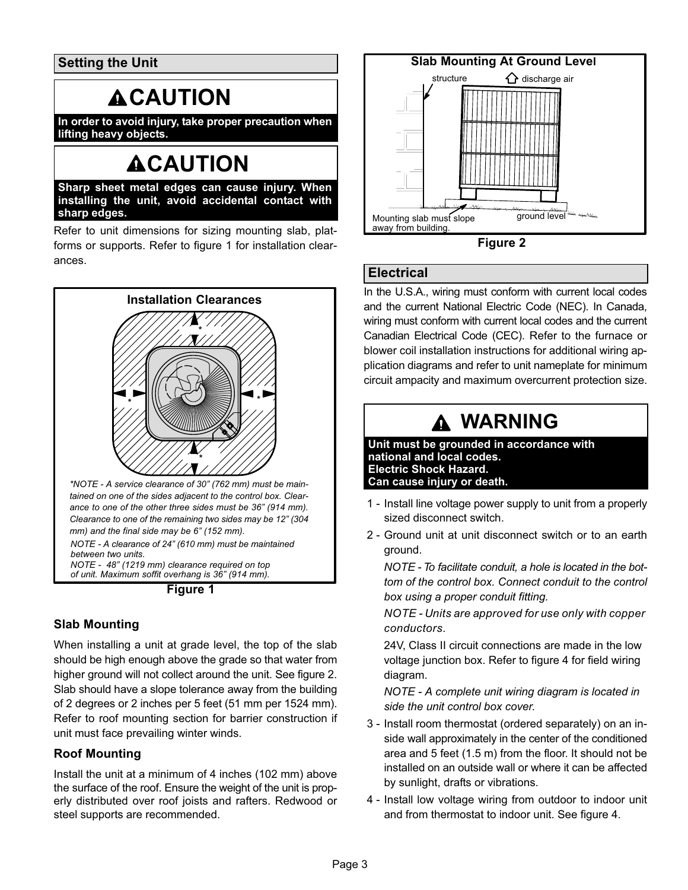## Setting the Unit

**CAUTION**

**In order to avoid injury, take proper precaution when lifting heavy objects.**

**CAUTION**

**Sharp sheet metal edges can cause injury. When installing the unit, avoid accidental contact with sharp edges.**

Refer to unit dimensions for sizing mounting slab, platforms or supports. Refer to figure 1 for installation clearances.

**Installation Clearances**

*\*NOTE - A service clearance of 30" (762 mm) must be maintained on one of the sides adjacent to the control box. Clearance to one of the other three sides must be 36" (914 mm). Clearance to one of the remaining two sides may be 12" (304 mm) and the final side may be 6" (152 mm).*

*NOTE - A clearance of 24" (610 mm) must be maintained between two units.*

*NOTE - 48" (1219 mm) clearance required on top of unit. Maximum soffit overhang is 36" (914 mm).*

**Figure 1**

### Slab Mounting

When installing a unit at grade level, the top of the slab should be high enough above the grade so that water from higher ground will not collect around the unit. See figure 2. Slab should have a slope tolerance away from the building of 2 degrees or 2 inches per 5 feet (51 mm per 1524 mm). Refer to roof mounting section for barrier construction if unit must face prevailing winter winds.

### Roof Mounting

Install the unit at a minimum of 4 inches (102 mm) above the surface of the roof. Ensure the weight of the unit is properly distributed over roof joists and rafters. Redwood or steel supports are recommended.

**Slab Mounting At Ground Level**

structure — discharge air — Mounting slab must slope away from building. — ground level

**Figure 2**

## Electrical

In the U.S.A., wiring must conform with current local codes and the current National Electric Code (NEC). In Canada, wiring must conform with current local codes and the current Canadian Electrical Code (CEC). Refer to the furnace or blower coil installation instructions for additional wiring application diagrams and refer to unit nameplate for minimum circuit ampacity and maximum overcurrent protection size.

**WARNING**

**Unit must be grounded in accordance with national and local codes.**
**Electric Shock Hazard.**
**Can cause injury or death.**

1 - Install line voltage power supply to unit from a properly sized disconnect switch.

2 - Ground unit at unit disconnect switch or to an earth ground.

   *NOTE - To facilitate conduit, a hole is located in the bottom of the control box. Connect conduit to the control box using a proper conduit fitting.*

   *NOTE - Units are approved for use only with copper conductors.*

   24V, Class II circuit connections are made in the low voltage junction box. Refer to figure 4 for field wiring diagram.

   *NOTE - A complete unit wiring diagram is located in side the unit control box cover.*

3 - Install room thermostat (ordered separately) on an inside wall approximately in the center of the conditioned area and 5 feet (1.5 m) from the floor. It should not be installed on an outside wall or where it can be affected by sunlight, drafts or vibrations.

4 - Install low voltage wiring from outdoor to indoor unit and from thermostat to indoor unit. See figure 4.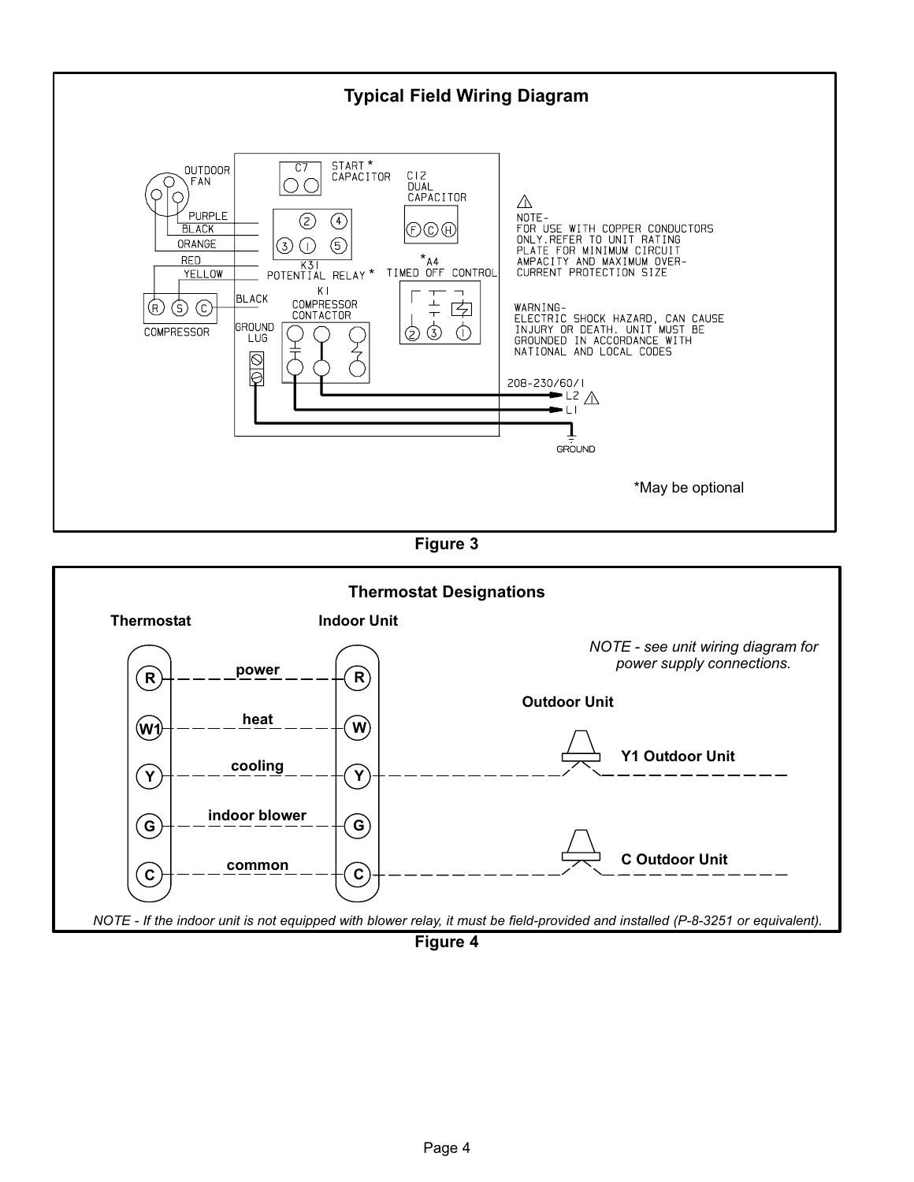## Typical Field Wiring Diagram

OUTDOOR FAN

PURPLE

BLACK

ORANGE

RED

YELLOW

BLACK

COMPRESSOR

R S C

C7 START * CAPACITOR

C12 DUAL CAPACITOR

F C H

K31 POTENTIAL RELAY *

*A4 TIMED OFF CONTROL

K1 COMPRESSOR CONTACTOR

GROUND LUG

NOTE-
FOR USE WITH COPPER CONDUCTORS ONLY. REFER TO UNIT RATING PLATE FOR MINIMUM CIRCUIT AMPACITY AND MAXIMUM OVER-CURRENT PROTECTION SIZE

WARNING-
ELECTRIC SHOCK HAZARD, CAN CAUSE INJURY OR DEATH. UNIT MUST BE GROUNDED IN ACCORDANCE WITH NATIONAL AND LOCAL CODES

208-230/60/1

L2

L1

GROUND

*May be optional

**Figure 3**

## Thermostat Designations

| Thermostat | | Indoor Unit | Outdoor Unit |
|---|---|---|---|
| R | power | R | |
| W1 | heat | W | |
| Y | cooling | Y | Y1 Outdoor Unit |
| G | indoor blower | G | |
| C | common | C | C Outdoor Unit |

*NOTE - see unit wiring diagram for power supply connections.*

*NOTE - If the indoor unit is not equipped with blower relay, it must be field-provided and installed (P-8-3251 or equivalent).*

**Figure 4**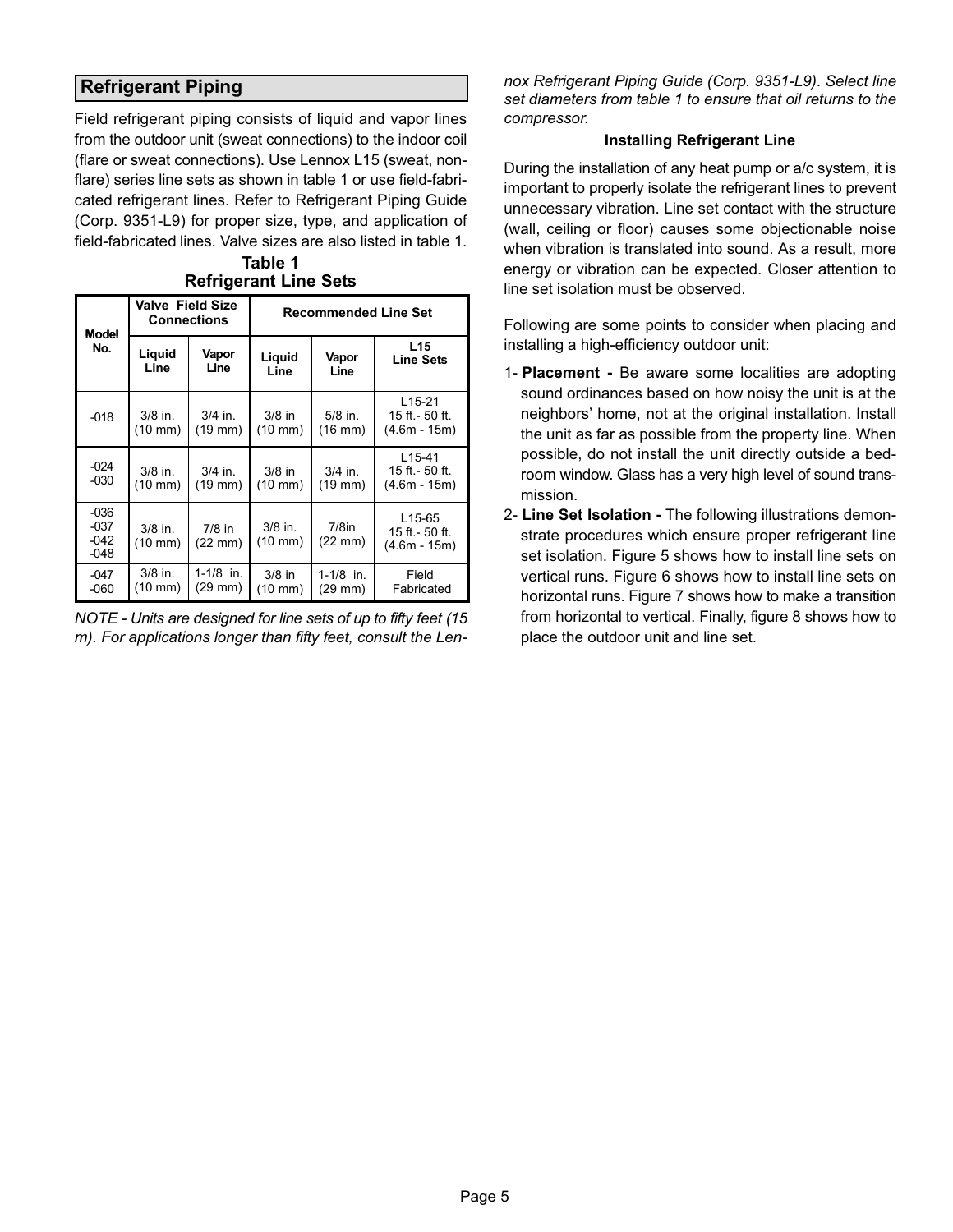## Refrigerant Piping

Field refrigerant piping consists of liquid and vapor lines from the outdoor unit (sweat connections) to the indoor coil (flare or sweat connections). Use Lennox L15 (sweat, non-flare) series line sets as shown in table 1 or use field-fabricated refrigerant lines. Refer to Refrigerant Piping Guide (Corp. 9351-L9) for proper size, type, and application of field-fabricated lines. Valve sizes are also listed in table 1.

**Table 1**
**Refrigerant Line Sets**

| Model No. | Valve Field Size Connections | | Recommended Line Set | | |
|---|---|---|---|---|---|
| | Liquid Line | Vapor Line | Liquid Line | Vapor Line | L15 Line Sets |
| -018 | 3/8 in. (10 mm) | 3/4 in. (19 mm) | 3/8 in (10 mm) | 5/8 in. (16 mm) | L15-21 15 ft.- 50 ft. (4.6m - 15m) |
| -024 -030 | 3/8 in. (10 mm) | 3/4 in. (19 mm) | 3/8 in (10 mm) | 3/4 in. (19 mm) | L15-41 15 ft.- 50 ft. (4.6m - 15m) |
| -036 -037 -042 -048 | 3/8 in. (10 mm) | 7/8 in (22 mm) | 3/8 in. (10 mm) | 7/8in (22 mm) | L15-65 15 ft.- 50 ft. (4.6m - 15m) |
| -047 -060 | 3/8 in. (10 mm) | 1-1/8 in. (29 mm) | 3/8 in (10 mm) | 1-1/8 in. (29 mm) | Field Fabricated |

*NOTE - Units are designed for line sets of up to fifty feet (15 m). For applications longer than fifty feet, consult the Lennox Refrigerant Piping Guide (Corp. 9351-L9). Select line set diameters from table 1 to ensure that oil returns to the compressor.*

**Installing Refrigerant Line**

During the installation of any heat pump or a/c system, it is important to properly isolate the refrigerant lines to prevent unnecessary vibration. Line set contact with the structure (wall, ceiling or floor) causes some objectionable noise when vibration is translated into sound. As a result, more energy or vibration can be expected. Closer attention to line set isolation must be observed.

Following are some points to consider when placing and installing a high-efficiency outdoor unit:

1- **Placement -** Be aware some localities are adopting sound ordinances based on how noisy the unit is at the neighbors' home, not at the original installation. Install the unit as far as possible from the property line. When possible, do not install the unit directly outside a bedroom window. Glass has a very high level of sound transmission.

2- **Line Set Isolation -** The following illustrations demonstrate procedures which ensure proper refrigerant line set isolation. Figure 5 shows how to install line sets on vertical runs. Figure 6 shows how to install line sets on horizontal runs. Figure 7 shows how to make a transition from horizontal to vertical. Finally, figure 8 shows how to place the outdoor unit and line set.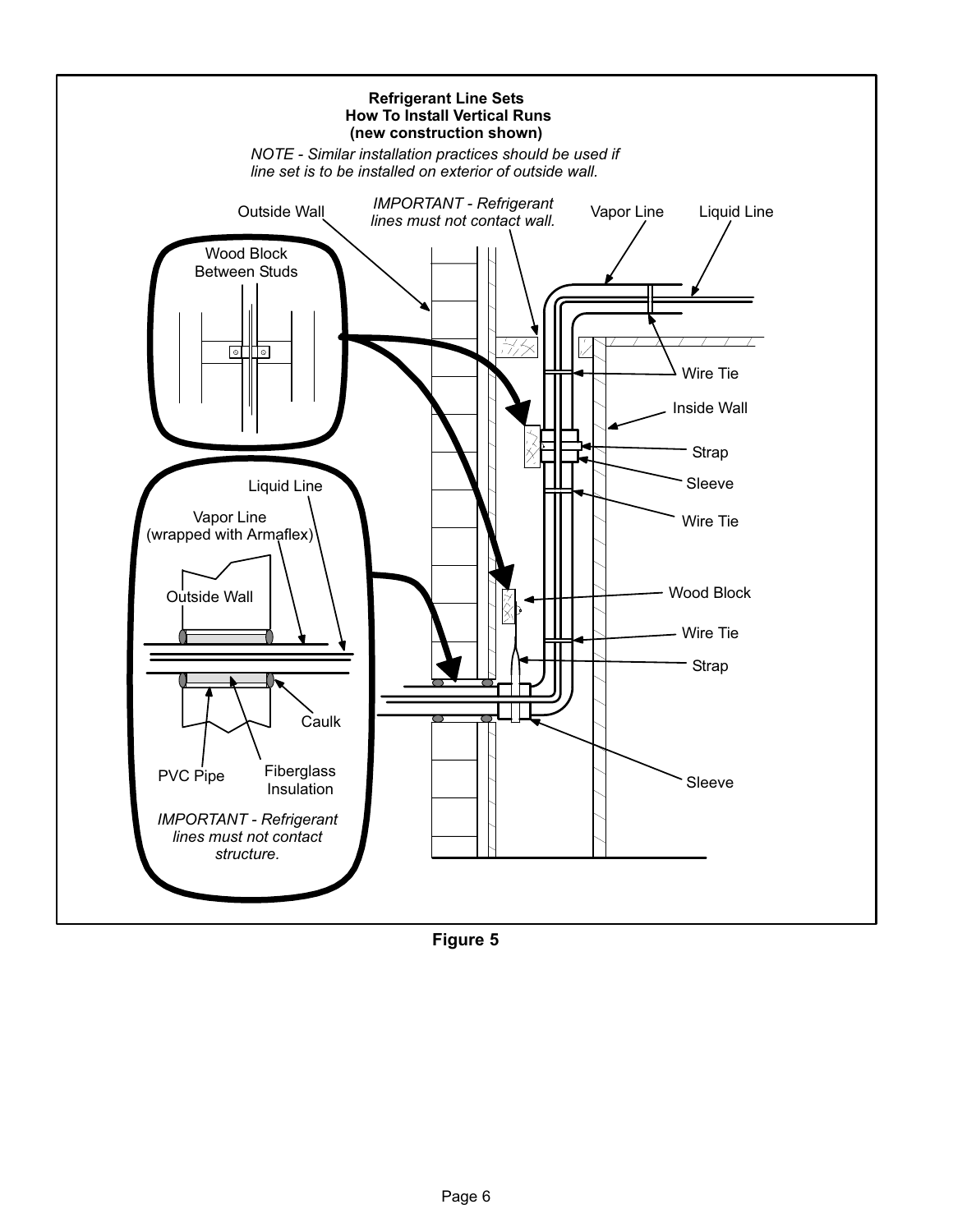**Refrigerant Line Sets**
**How To Install Vertical Runs**
**(new construction shown)**

*NOTE - Similar installation practices should be used if line set is to be installed on exterior of outside wall.*

Outside Wall

*IMPORTANT - Refrigerant lines must not contact wall.*

Vapor Line

Liquid Line

Wood Block Between Studs

Wire Tie

Inside Wall

Strap

Sleeve

Wire Tie

Liquid Line

Vapor Line (wrapped with Armaflex)

Outside Wall

Wood Block

Wire Tie

Strap

Caulk

PVC Pipe

Fiberglass Insulation

Sleeve

*IMPORTANT - Refrigerant lines must not contact structure.*

**Figure 5**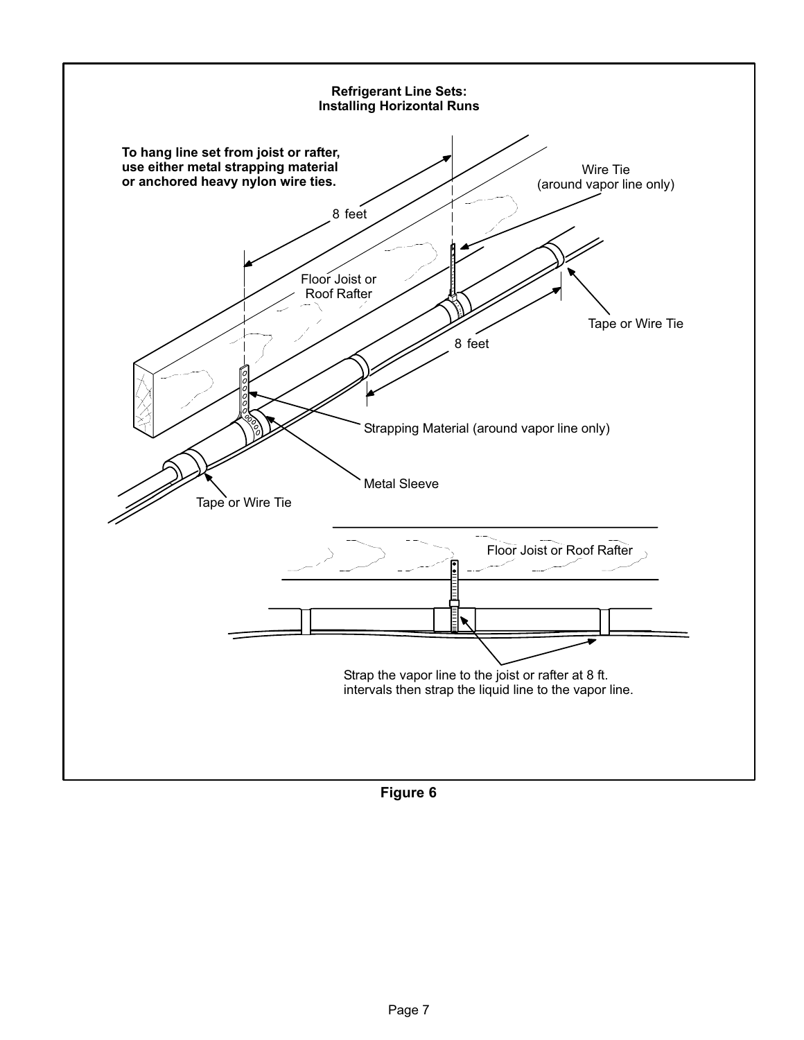**Refrigerant Line Sets: Installing Horizontal Runs**

**To hang line set from joist or rafter, use either metal strapping material or anchored heavy nylon wire ties.**

8 feet

Wire Tie (around vapor line only)

Floor Joist or Roof Rafter

Tape or Wire Tie

8 feet

Strapping Material (around vapor line only)

Metal Sleeve

Tape or Wire Tie

Floor Joist or Roof Rafter

Strap the vapor line to the joist or rafter at 8 ft. intervals then strap the liquid line to the vapor line.

**Figure 6**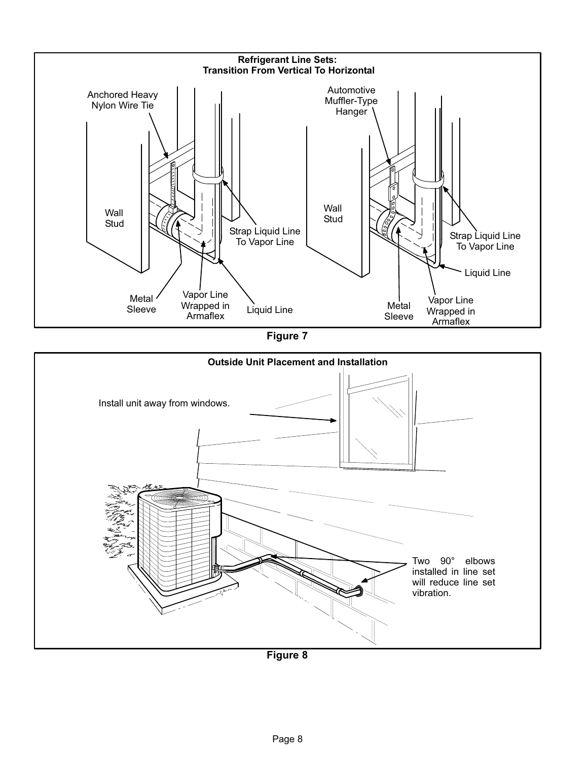**Refrigerant Line Sets:
Transition From Vertical To Horizontal**

Anchored Heavy Nylon Wire Tie

Wall Stud

Strap Liquid Line To Vapor Line

Metal Sleeve

Vapor Line Wrapped in Armaflex

Liquid Line

Automotive Muffler-Type Hanger

Wall Stud

Strap Liquid Line To Vapor Line

Liquid Line

Metal Sleeve

Vapor Line Wrapped in Armaflex

**Figure 7**

**Outside Unit Placement and Installation**

Install unit away from windows.

Two 90° elbows installed in line set will reduce line set vibration.

**Figure 8**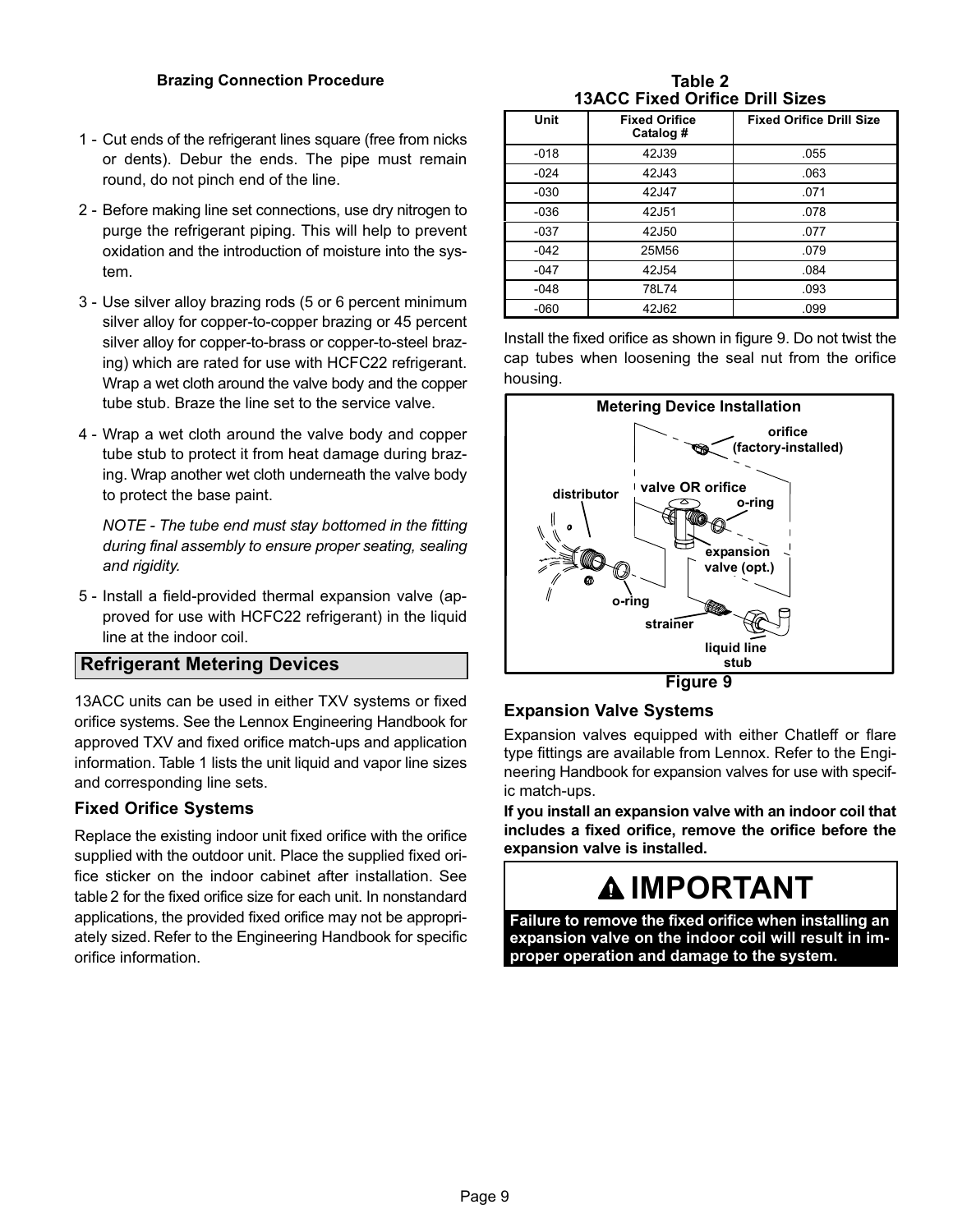**Brazing Connection Procedure**

1 - Cut ends of the refrigerant lines square (free from nicks or dents). Debur the ends. The pipe must remain round, do not pinch end of the line.

2 - Before making line set connections, use dry nitrogen to purge the refrigerant piping. This will help to prevent oxidation and the introduction of moisture into the system.

3 - Use silver alloy brazing rods (5 or 6 percent minimum silver alloy for copper-to-copper brazing or 45 percent silver alloy for copper-to-brass or copper-to-steel brazing) which are rated for use with HCFC22 refrigerant. Wrap a wet cloth around the valve body and the copper tube stub. Braze the line set to the service valve.

4 - Wrap a wet cloth around the valve body and copper tube stub to protect it from heat damage during brazing. Wrap another wet cloth underneath the valve body to protect the base paint.

   *NOTE - The tube end must stay bottomed in the fitting during final assembly to ensure proper seating, sealing and rigidity.*

5 - Install a field-provided thermal expansion valve (approved for use with HCFC22 refrigerant) in the liquid line at the indoor coil.

## Refrigerant Metering Devices

13ACC units can be used in either TXV systems or fixed orifice systems. See the Lennox Engineering Handbook for approved TXV and fixed orifice match-ups and application information. Table 1 lists the unit liquid and vapor line sizes and corresponding line sets.

### Fixed Orifice Systems

Replace the existing indoor unit fixed orifice with the orifice supplied with the outdoor unit. Place the supplied fixed orifice sticker on the indoor cabinet after installation. See table 2 for the fixed orifice size for each unit. In nonstandard applications, the provided fixed orifice may not be appropriately sized. Refer to the Engineering Handbook for specific orifice information.

**Table 2**
**13ACC Fixed Orifice Drill Sizes**

| Unit | Fixed Orifice Catalog # | Fixed Orifice Drill Size |
|---|---|---|
| -018 | 42J39 | .055 |
| -024 | 42J43 | .063 |
| -030 | 42J47 | .071 |
| -036 | 42J51 | .078 |
| -037 | 42J50 | .077 |
| -042 | 25M56 | .079 |
| -047 | 42J54 | .084 |
| -048 | 78L74 | .093 |
| -060 | 42J62 | .099 |

Install the fixed orifice as shown in figure 9. Do not twist the cap tubes when loosening the seal nut from the orifice housing.

**Metering Device Installation**

orifice (factory-installed)
distributor
valve OR orifice
o-ring
expansion valve (opt.)
o-ring
strainer
liquid line stub

**Figure 9**

### Expansion Valve Systems

Expansion valves equipped with either Chatleff or flare type fittings are available from Lennox. Refer to the Engineering Handbook for expansion valves for use with specific match-ups.

**If you install an expansion valve with an indoor coil that includes a fixed orifice, remove the orifice before the expansion valve is installed.**

**IMPORTANT**

**Failure to remove the fixed orifice when installing an expansion valve on the indoor coil will result in improper operation and damage to the system.**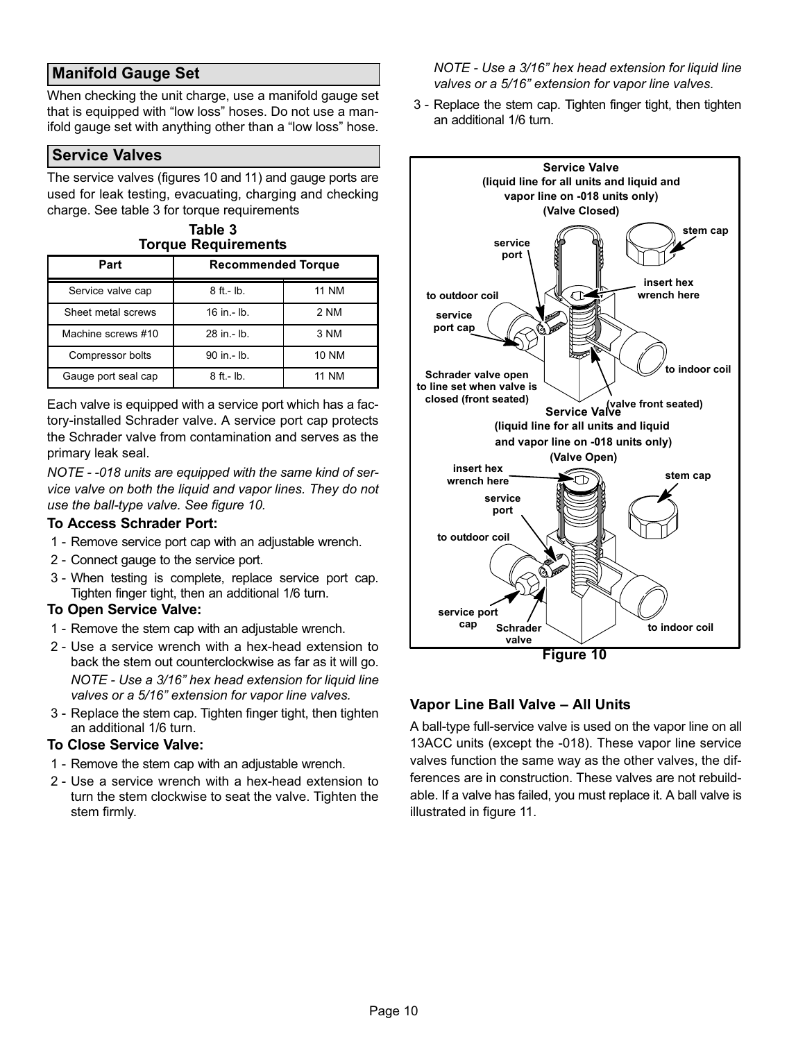## Manifold Gauge Set

When checking the unit charge, use a manifold gauge set that is equipped with “low loss” hoses. Do not use a manifold gauge set with anything other than a “low loss” hose.

## Service Valves

The service valves (figures 10 and 11) and gauge ports are used for leak testing, evacuating, charging and checking charge. See table 3 for torque requirements

**Table 3**
**Torque Requirements**

| Part | Recommended Torque | |
|---|---|---|
| Service valve cap | 8 ft.- lb. | 11 NM |
| Sheet metal screws | 16 in.- lb. | 2 NM |
| Machine screws #10 | 28 in.- lb. | 3 NM |
| Compressor bolts | 90 in.- lb. | 10 NM |
| Gauge port seal cap | 8 ft.- lb. | 11 NM |

Each valve is equipped with a service port which has a factory-installed Schrader valve. A service port cap protects the Schrader valve from contamination and serves as the primary leak seal.

*NOTE - -018 units are equipped with the same kind of service valve on both the liquid and vapor lines. They do not use the ball-type valve. See figure 10.*

### To Access Schrader Port:

1 - Remove service port cap with an adjustable wrench.

2 - Connect gauge to the service port.

3 - When testing is complete, replace service port cap. Tighten finger tight, then an additional 1/6 turn.

### To Open Service Valve:

1 - Remove the stem cap with an adjustable wrench.

2 - Use a service wrench with a hex-head extension to back the stem out counterclockwise as far as it will go.

*NOTE - Use a 3/16” hex head extension for liquid line valves or a 5/16” extension for vapor line valves.*

3 - Replace the stem cap. Tighten finger tight, then tighten an additional 1/6 turn.

### To Close Service Valve:

1 - Remove the stem cap with an adjustable wrench.

2 - Use a service wrench with a hex-head extension to turn the stem clockwise to seat the valve. Tighten the stem firmly.

*NOTE - Use a 3/16” hex head extension for liquid line valves or a 5/16” extension for vapor line valves.*

3 - Replace the stem cap. Tighten finger tight, then tighten an additional 1/6 turn.

**Service Valve (liquid line for all units and liquid and vapor line on -018 units only) (Valve Closed)**

stem cap; service port; insert hex wrench here; to outdoor coil; service port cap; to indoor coil; Schrader valve open to line set when valve is closed (front seated); (valve front seated)

**Service Valve (liquid line for all units and liquid and vapor line on -018 units only) (Valve Open)**

insert hex wrench here; stem cap; service port; to outdoor coil; service port cap; Schrader valve; to indoor coil

**Figure 10**

### Vapor Line Ball Valve – All Units

A ball-type full-service valve is used on the vapor line on all 13ACC units (except the -018). These vapor line service valves function the same way as the other valves, the differences are in construction. These valves are not rebuildable. If a valve has failed, you must replace it. A ball valve is illustrated in figure 11.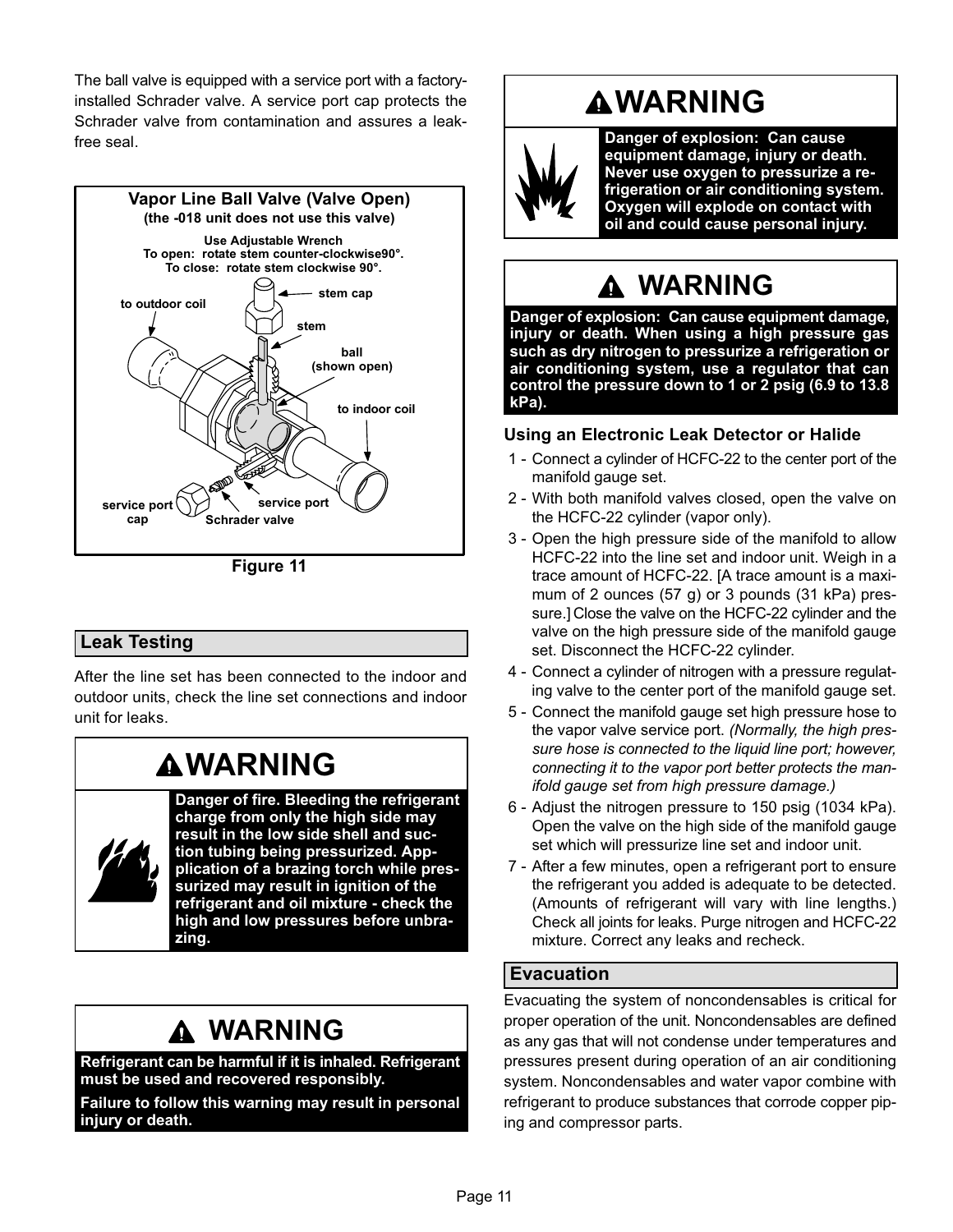The ball valve is equipped with a service port with a factory-installed Schrader valve. A service port cap protects the Schrader valve from contamination and assures a leak-free seal.

**Vapor Line Ball Valve (Valve Open)**
**(the -018 unit does not use this valve)**

**Use Adjustable Wrench**
**To open: rotate stem counter-clockwise90°.**
**To close: rotate stem clockwise 90°.**

stem cap, to outdoor coil, stem, ball (shown open), to indoor coil, service port cap, service port, Schrader valve

Figure 11

## Leak Testing

After the line set has been connected to the indoor and outdoor units, check the line set connections and indoor unit for leaks.

> **WARNING**
>
> **Danger of fire. Bleeding the refrigerant charge from only the high side may result in the low side shell and suction tubing being pressurized. Application of a brazing torch while pressurized may result in ignition of the refrigerant and oil mixture - check the high and low pressures before unbrazing.**

> **WARNING**
>
> **Refrigerant can be harmful if it is inhaled. Refrigerant must be used and recovered responsibly.**
>
> **Failure to follow this warning may result in personal injury or death.**

> **WARNING**
>
> **Danger of explosion: Can cause equipment damage, injury or death. Never use oxygen to pressurize a refrigeration or air conditioning system. Oxygen will explode on contact with oil and could cause personal injury.**

> **WARNING**
>
> **Danger of explosion: Can cause equipment damage, injury or death. When using a high pressure gas such as dry nitrogen to pressurize a refrigeration or air conditioning system, use a regulator that can control the pressure down to 1 or 2 psig (6.9 to 13.8 kPa).**

### Using an Electronic Leak Detector or Halide

1 - Connect a cylinder of HCFC-22 to the center port of the manifold gauge set.

2 - With both manifold valves closed, open the valve on the HCFC-22 cylinder (vapor only).

3 - Open the high pressure side of the manifold to allow HCFC-22 into the line set and indoor unit. Weigh in a trace amount of HCFC-22. [A trace amount is a maximum of 2 ounces (57 g) or 3 pounds (31 kPa) pressure.] Close the valve on the HCFC-22 cylinder and the valve on the high pressure side of the manifold gauge set. Disconnect the HCFC-22 cylinder.

4 - Connect a cylinder of nitrogen with a pressure regulating valve to the center port of the manifold gauge set.

5 - Connect the manifold gauge set high pressure hose to the vapor valve service port. *(Normally, the high pressure hose is connected to the liquid line port; however, connecting it to the vapor port better protects the manifold gauge set from high pressure damage.)*

6 - Adjust the nitrogen pressure to 150 psig (1034 kPa). Open the valve on the high side of the manifold gauge set which will pressurize line set and indoor unit.

7 - After a few minutes, open a refrigerant port to ensure the refrigerant you added is adequate to be detected. (Amounts of refrigerant will vary with line lengths.) Check all joints for leaks. Purge nitrogen and HCFC-22 mixture. Correct any leaks and recheck.

## Evacuation

Evacuating the system of noncondensables is critical for proper operation of the unit. Noncondensables are defined as any gas that will not condense under temperatures and pressures present during operation of an air conditioning system. Noncondensables and water vapor combine with refrigerant to produce substances that corrode copper piping and compressor parts.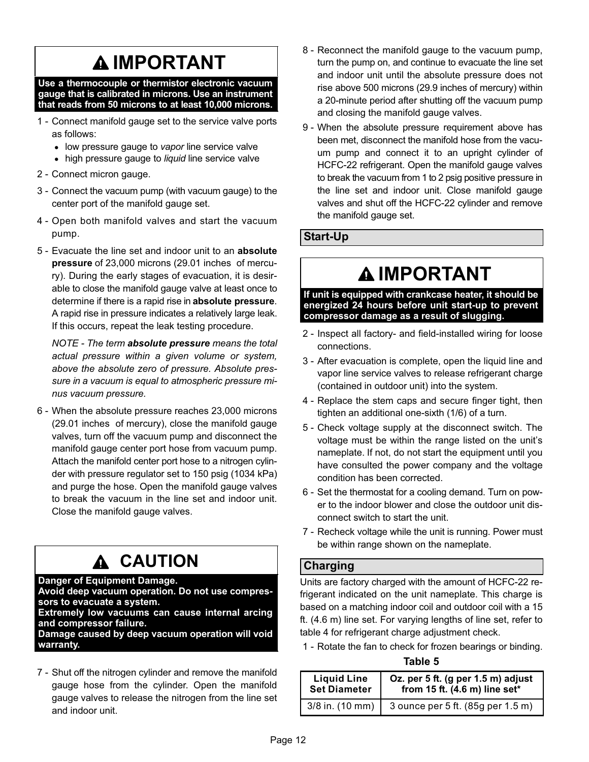## ⚠ IMPORTANT

**Use a thermocouple or thermistor electronic vacuum gauge that is calibrated in microns. Use an instrument that reads from 50 microns to at least 10,000 microns.**

1 - Connect manifold gauge set to the service valve ports as follows:
- low pressure gauge to *vapor* line service valve
- high pressure gauge to *liquid* line service valve

2 - Connect micron gauge.

3 - Connect the vacuum pump (with vacuum gauge) to the center port of the manifold gauge set.

4 - Open both manifold valves and start the vacuum pump.

5 - Evacuate the line set and indoor unit to an **absolute pressure** of 23,000 microns (29.01 inches of mercury). During the early stages of evacuation, it is desirable to close the manifold gauge valve at least once to determine if there is a rapid rise in **absolute pressure**. A rapid rise in pressure indicates a relatively large leak. If this occurs, repeat the leak testing procedure.

*NOTE - The term **absolute pressure** means the total actual pressure within a given volume or system, above the absolute zero of pressure. Absolute pressure in a vacuum is equal to atmospheric pressure minus vacuum pressure.*

6 - When the absolute pressure reaches 23,000 microns (29.01 inches of mercury), close the manifold gauge valves, turn off the vacuum pump and disconnect the manifold gauge center port hose from vacuum pump. Attach the manifold center port hose to a nitrogen cylinder with pressure regulator set to 150 psig (1034 kPa) and purge the hose. Open the manifold gauge valves to break the vacuum in the line set and indoor unit. Close the manifold gauge valves.

## ⚠ CAUTION

**Danger of Equipment Damage.**
**Avoid deep vacuum operation. Do not use compressors to evacuate a system.**
**Extremely low vacuums can cause internal arcing and compressor failure.**
**Damage caused by deep vacuum operation will void warranty.**

7 - Shut off the nitrogen cylinder and remove the manifold gauge hose from the cylinder. Open the manifold gauge valves to release the nitrogen from the line set and indoor unit.

8 - Reconnect the manifold gauge to the vacuum pump, turn the pump on, and continue to evacuate the line set and indoor unit until the absolute pressure does not rise above 500 microns (29.9 inches of mercury) within a 20-minute period after shutting off the vacuum pump and closing the manifold gauge valves.

9 - When the absolute pressure requirement above has been met, disconnect the manifold hose from the vacuum pump and connect it to an upright cylinder of HCFC-22 refrigerant. Open the manifold gauge valves to break the vacuum from 1 to 2 psig positive pressure in the line set and indoor unit. Close manifold gauge valves and shut off the HCFC-22 cylinder and remove the manifold gauge set.

## Start-Up

## ⚠ IMPORTANT

**If unit is equipped with crankcase heater, it should be energized 24 hours before unit start-up to prevent compressor damage as a result of slugging.**

2 - Inspect all factory- and field-installed wiring for loose connections.

3 - After evacuation is complete, open the liquid line and vapor line service valves to release refrigerant charge (contained in outdoor unit) into the system.

4 - Replace the stem caps and secure finger tight, then tighten an additional one-sixth (1/6) of a turn.

5 - Check voltage supply at the disconnect switch. The voltage must be within the range listed on the unit's nameplate. If not, do not start the equipment until you have consulted the power company and the voltage condition has been corrected.

6 - Set the thermostat for a cooling demand. Turn on power to the indoor blower and close the outdoor unit disconnect switch to start the unit.

7 - Recheck voltage while the unit is running. Power must be within range shown on the nameplate.

## Charging

Units are factory charged with the amount of HCFC-22 refrigerant indicated on the unit nameplate. This charge is based on a matching indoor coil and outdoor coil with a 15 ft. (4.6 m) line set. For varying lengths of line set, refer to table 4 for refrigerant charge adjustment check.

1 - Rotate the fan to check for frozen bearings or binding.

**Table 5**

| Liquid Line Set Diameter | Oz. per 5 ft. (g per 1.5 m) adjust from 15 ft. (4.6 m) line set* |
|---|---|
| 3/8 in. (10 mm) | 3 ounce per 5 ft. (85g per 1.5 m) |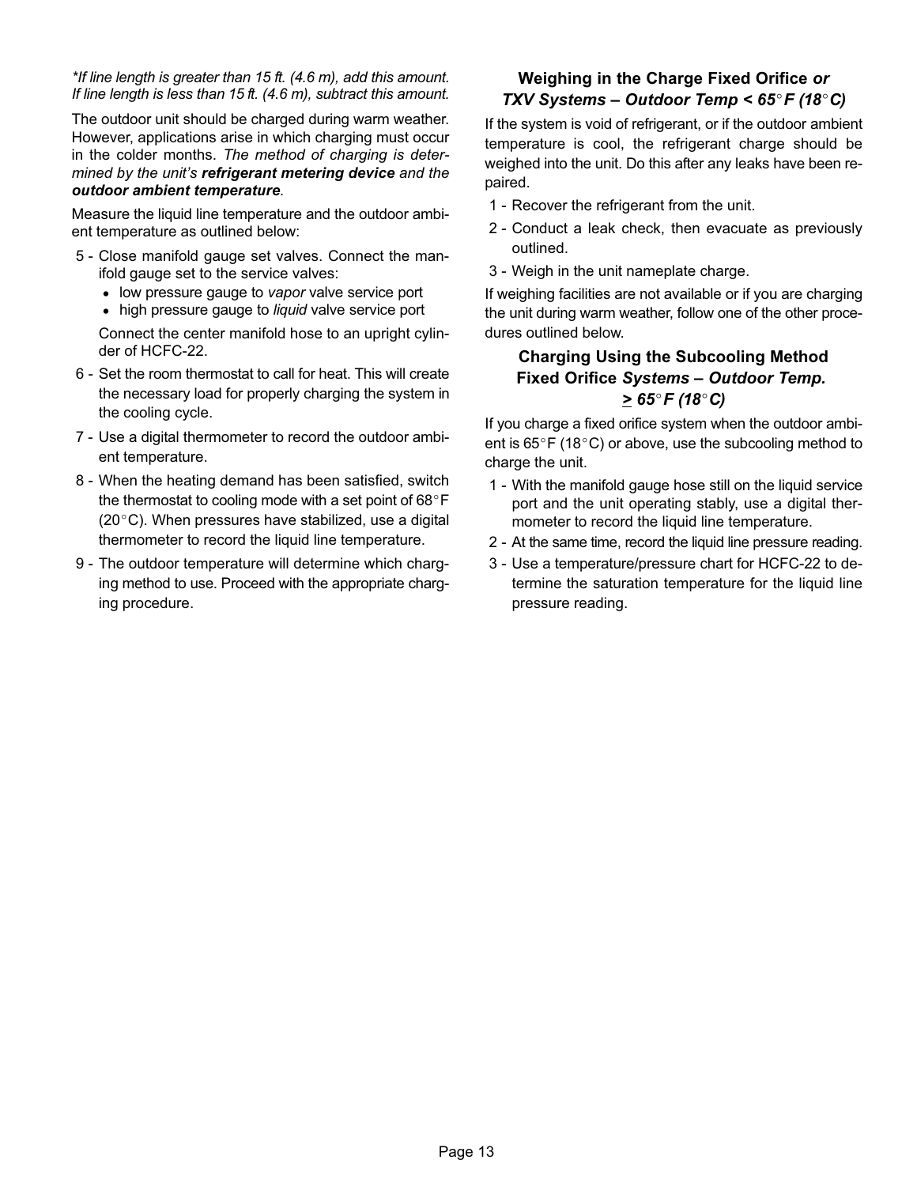*\*If line length is greater than 15 ft. (4.6 m), add this amount. If line length is less than 15 ft. (4.6 m), subtract this amount.*

The outdoor unit should be charged during warm weather. However, applications arise in which charging must occur in the colder months. *The method of charging is determined by the unit's* ***refrigerant metering device*** *and the* ***outdoor ambient temperature****.*

Measure the liquid line temperature and the outdoor ambient temperature as outlined below:

5 - Close manifold gauge set valves. Connect the manifold gauge set to the service valves:
   - low pressure gauge to *vapor* valve service port
   - high pressure gauge to *liquid* valve service port

   Connect the center manifold hose to an upright cylinder of HCFC-22.

6 - Set the room thermostat to call for heat. This will create the necessary load for properly charging the system in the cooling cycle.

7 - Use a digital thermometer to record the outdoor ambient temperature.

8 - When the heating demand has been satisfied, switch the thermostat to cooling mode with a set point of 68°F (20°C). When pressures have stabilized, use a digital thermometer to record the liquid line temperature.

9 - The outdoor temperature will determine which charging method to use. Proceed with the appropriate charging procedure.

### Weighing in the Charge Fixed Orifice *or TXV Systems – Outdoor Temp < 65°F (18°C)*

If the system is void of refrigerant, or if the outdoor ambient temperature is cool, the refrigerant charge should be weighed into the unit. Do this after any leaks have been repaired.

1 - Recover the refrigerant from the unit.

2 - Conduct a leak check, then evacuate as previously outlined.

3 - Weigh in the unit nameplate charge.

If weighing facilities are not available or if you are charging the unit during warm weather, follow one of the other procedures outlined below.

### Charging Using the Subcooling Method Fixed Orifice *Systems – Outdoor Temp. ≥ 65°F (18°C)*

If you charge a fixed orifice system when the outdoor ambient is 65°F (18°C) or above, use the subcooling method to charge the unit.

1 - With the manifold gauge hose still on the liquid service port and the unit operating stably, use a digital thermometer to record the liquid line temperature.

2 - At the same time, record the liquid line pressure reading.

3 - Use a temperature/pressure chart for HCFC-22 to determine the saturation temperature for the liquid line pressure reading.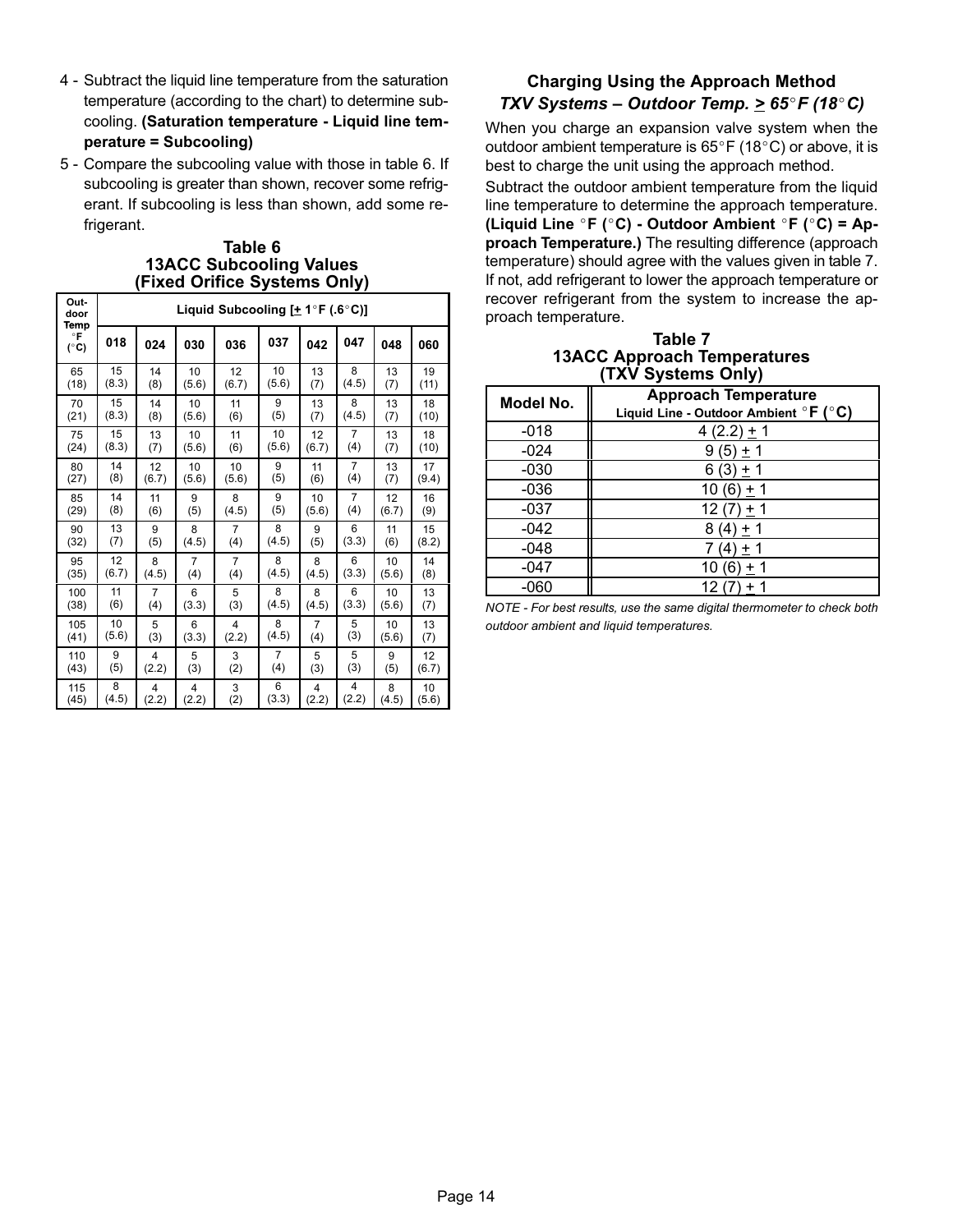4 - Subtract the liquid line temperature from the saturation temperature (according to the chart) to determine subcooling. **(Saturation temperature - Liquid line temperature = Subcooling)**

5 - Compare the subcooling value with those in table 6. If subcooling is greater than shown, recover some refrigerant. If subcooling is less than shown, add some refrigerant.

**Table 6**
**13ACC Subcooling Values**
**(Fixed Orifice Systems Only)**

| Outdoor Temp °F (°C) | Liquid Subcooling [± 1°F (.6°C)] | | | | | | | | |
|---|---|---|---|---|---|---|---|---|---|
| | 018 | 024 | 030 | 036 | 037 | 042 | 047 | 048 | 060 |
| 65 (18) | 15 (8.3) | 14 (8) | 10 (5.6) | 12 (6.7) | 10 (5.6) | 13 (7) | 8 (4.5) | 13 (7) | 19 (11) |
| 70 (21) | 15 (8.3) | 14 (8) | 10 (5.6) | 11 (6) | 9 (5) | 13 (7) | 8 (4.5) | 13 (7) | 18 (10) |
| 75 (24) | 15 (8.3) | 13 (7) | 10 (5.6) | 11 (6) | 10 (5.6) | 12 (6.7) | 7 (4) | 13 (7) | 18 (10) |
| 80 (27) | 14 (8) | 12 (6.7) | 10 (5.6) | 10 (5.6) | 9 (5) | 11 (6) | 7 (4) | 13 (7) | 17 (9.4) |
| 85 (29) | 14 (8) | 11 (6) | 9 (5) | 8 (4.5) | 9 (5) | 10 (5.6) | 7 (4) | 12 (6.7) | 16 (9) |
| 90 (32) | 13 (7) | 9 (5) | 8 (4.5) | 7 (4) | 8 (4.5) | 9 (5) | 6 (3.3) | 11 (6) | 15 (8.2) |
| 95 (35) | 12 (6.7) | 8 (4.5) | 7 (4) | 7 (4) | 8 (4.5) | 8 (4.5) | 6 (3.3) | 10 (5.6) | 14 (8) |
| 100 (38) | 11 (6) | 7 (4) | 6 (3.3) | 5 (3) | 8 (4.5) | 8 (4.5) | 6 (3.3) | 10 (5.6) | 13 (7) |
| 105 (41) | 10 (5.6) | 5 (3) | 6 (3.3) | 4 (2.2) | 8 (4.5) | 7 (4) | 5 (3) | 10 (5.6) | 13 (7) |
| 110 (43) | 9 (5) | 4 (2.2) | 5 (3) | 3 (2) | 7 (4) | 5 (3) | 5 (3) | 9 (5) | 12 (6.7) |
| 115 (45) | 8 (4.5) | 4 (2.2) | 4 (2.2) | 3 (2) | 6 (3.3) | 4 (2.2) | 4 (2.2) | 8 (4.5) | 10 (5.6) |

## Charging Using the Approach Method

### *TXV Systems – Outdoor Temp. ≥ 65°F (18°C)*

When you charge an expansion valve system when the outdoor ambient temperature is 65°F (18°C) or above, it is best to charge the unit using the approach method.

Subtract the outdoor ambient temperature from the liquid line temperature to determine the approach temperature. **(Liquid Line °F (°C) - Outdoor Ambient °F (°C) = Approach Temperature.)** The resulting difference (approach temperature) should agree with the values given in table 7. If not, add refrigerant to lower the approach temperature or recover refrigerant from the system to increase the approach temperature.

**Table 7**
**13ACC Approach Temperatures**
**(TXV Systems Only)**

| Model No. | Approach Temperature Liquid Line - Outdoor Ambient °F (°C) |
|---|---|
| -018 | 4 (2.2) ± 1 |
| -024 | 9 (5) ± 1 |
| -030 | 6 (3) ± 1 |
| -036 | 10 (6) ± 1 |
| -037 | 12 (7) ± 1 |
| -042 | 8 (4) ± 1 |
| -048 | 7 (4) ± 1 |
| -047 | 10 (6) ± 1 |
| -060 | 12 (7) ± 1 |

*NOTE - For best results, use the same digital thermometer to check both outdoor ambient and liquid temperatures.*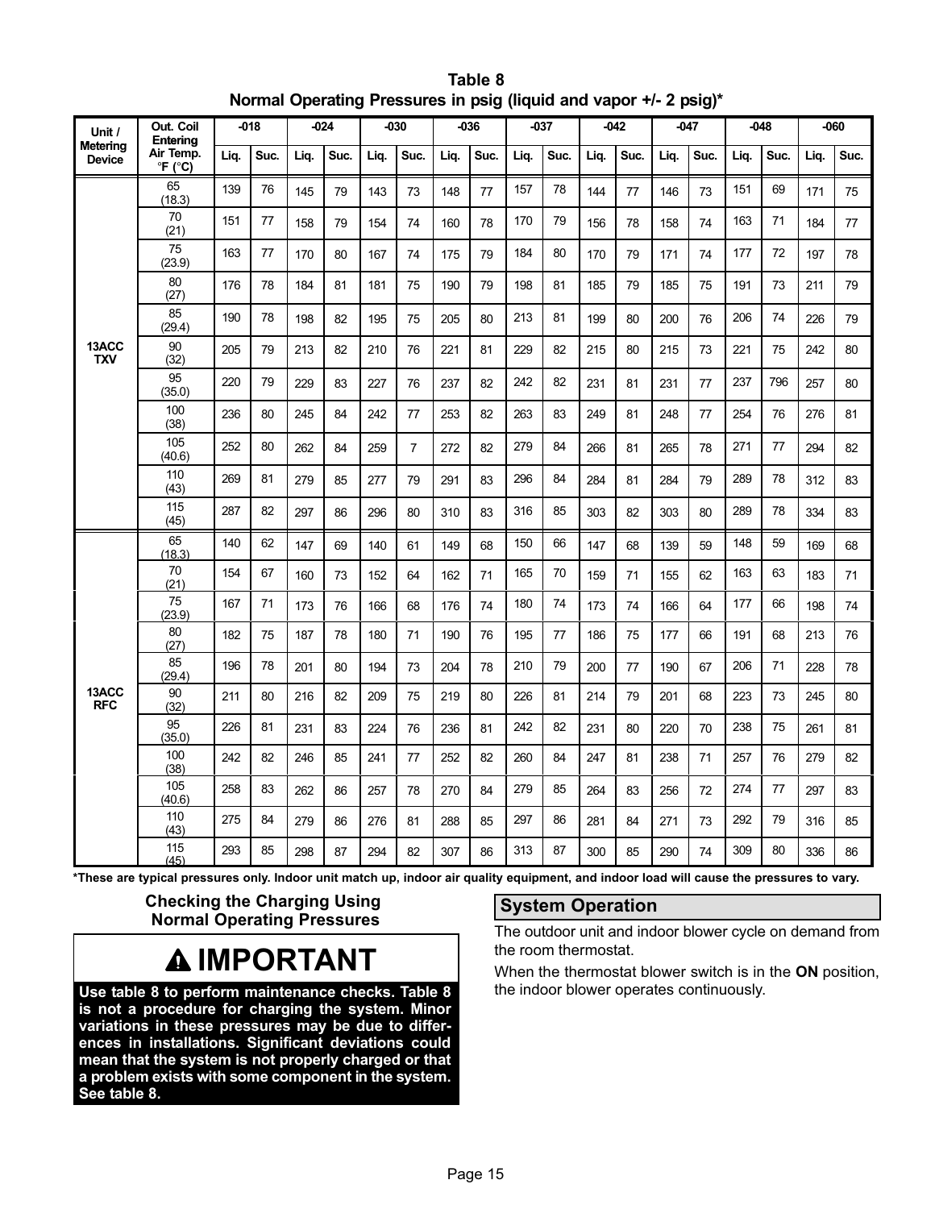**Table 8**
**Normal Operating Pressures in psig (liquid and vapor +/- 2 psig)***

| Unit / Metering Device | Out. Coil Entering Air Temp. °F (°C) | -018 | | -024 | | -030 | | -036 | | -037 | | -042 | | -047 | | -048 | | -060 | |
|---|---|---|---|---|---|---|---|---|---|---|---|---|---|---|---|---|---|---|---|
| | | Liq. | Suc. | Liq. | Suc. | Liq. | Suc. | Liq. | Suc. | Liq. | Suc. | Liq. | Suc. | Liq. | Suc. | Liq. | Suc. | Liq. | Suc. |
| 13ACC TXV | 65 (18.3) | 139 | 76 | 145 | 79 | 143 | 73 | 148 | 77 | 157 | 78 | 144 | 77 | 146 | 73 | 151 | 69 | 171 | 75 |
| | 70 (21) | 151 | 77 | 158 | 79 | 154 | 74 | 160 | 78 | 170 | 79 | 156 | 78 | 158 | 74 | 163 | 71 | 184 | 77 |
| | 75 (23.9) | 163 | 77 | 170 | 80 | 167 | 74 | 175 | 79 | 184 | 80 | 170 | 79 | 171 | 74 | 177 | 72 | 197 | 78 |
| | 80 (27) | 176 | 78 | 184 | 81 | 181 | 75 | 190 | 79 | 198 | 81 | 185 | 79 | 185 | 75 | 191 | 73 | 211 | 79 |
| | 85 (29.4) | 190 | 78 | 198 | 82 | 195 | 75 | 205 | 80 | 213 | 81 | 199 | 80 | 200 | 76 | 206 | 74 | 226 | 79 |
| | 90 (32) | 205 | 79 | 213 | 82 | 210 | 76 | 221 | 81 | 229 | 82 | 215 | 80 | 215 | 73 | 221 | 75 | 242 | 80 |
| | 95 (35.0) | 220 | 79 | 229 | 83 | 227 | 76 | 237 | 82 | 242 | 82 | 231 | 81 | 231 | 77 | 237 | 796 | 257 | 80 |
| | 100 (38) | 236 | 80 | 245 | 84 | 242 | 77 | 253 | 82 | 263 | 83 | 249 | 81 | 248 | 77 | 254 | 76 | 276 | 81 |
| | 105 (40.6) | 252 | 80 | 262 | 84 | 259 | 7 | 272 | 82 | 279 | 84 | 266 | 81 | 265 | 78 | 271 | 77 | 294 | 82 |
| | 110 (43) | 269 | 81 | 279 | 85 | 277 | 79 | 291 | 83 | 296 | 84 | 284 | 81 | 284 | 79 | 289 | 78 | 312 | 83 |
| | 115 (45) | 287 | 82 | 297 | 86 | 296 | 80 | 310 | 83 | 316 | 85 | 303 | 82 | 303 | 80 | 289 | 78 | 334 | 83 |
| 13ACC RFC | 65 (18.3) | 140 | 62 | 147 | 69 | 140 | 61 | 149 | 68 | 150 | 66 | 147 | 68 | 139 | 59 | 148 | 59 | 169 | 68 |
| | 70 (21) | 154 | 67 | 160 | 73 | 152 | 64 | 162 | 71 | 165 | 70 | 159 | 71 | 155 | 62 | 163 | 63 | 183 | 71 |
| | 75 (23.9) | 167 | 71 | 173 | 76 | 166 | 68 | 176 | 74 | 180 | 74 | 173 | 74 | 166 | 64 | 177 | 66 | 198 | 74 |
| | 80 (27) | 182 | 75 | 187 | 78 | 180 | 71 | 190 | 76 | 195 | 77 | 186 | 75 | 177 | 66 | 191 | 68 | 213 | 76 |
| | 85 (29.4) | 196 | 78 | 201 | 80 | 194 | 73 | 204 | 78 | 210 | 79 | 200 | 77 | 190 | 67 | 206 | 71 | 228 | 78 |
| | 90 (32) | 211 | 80 | 216 | 82 | 209 | 75 | 219 | 80 | 226 | 81 | 214 | 79 | 201 | 68 | 223 | 73 | 245 | 80 |
| | 95 (35.0) | 226 | 81 | 231 | 83 | 224 | 76 | 236 | 81 | 242 | 82 | 231 | 80 | 220 | 70 | 238 | 75 | 261 | 81 |
| | 100 (38) | 242 | 82 | 246 | 85 | 241 | 77 | 252 | 82 | 260 | 84 | 247 | 81 | 238 | 71 | 257 | 76 | 279 | 82 |
| | 105 (40.6) | 258 | 83 | 262 | 86 | 257 | 78 | 270 | 84 | 279 | 85 | 264 | 83 | 256 | 72 | 274 | 77 | 297 | 83 |
| | 110 (43) | 275 | 84 | 279 | 86 | 276 | 81 | 288 | 85 | 297 | 86 | 281 | 84 | 271 | 73 | 292 | 79 | 316 | 85 |
| | 115 (45) | 293 | 85 | 298 | 87 | 294 | 82 | 307 | 86 | 313 | 87 | 300 | 85 | 290 | 74 | 309 | 80 | 336 | 86 |

***These are typical pressures only. Indoor unit match up, indoor air quality equipment, and indoor load will cause the pressures to vary.**

### Checking the Charging Using Normal Operating Pressures

## ⚠ IMPORTANT

**Use table 8 to perform maintenance checks. Table 8 is not a procedure for charging the system. Minor variations in these pressures may be due to differences in installations. Significant deviations could mean that the system is not properly charged or that a problem exists with some component in the system. See table 8.**

## System Operation

The outdoor unit and indoor blower cycle on demand from the room thermostat.

When the thermostat blower switch is in the **ON** position, the indoor blower operates continuously.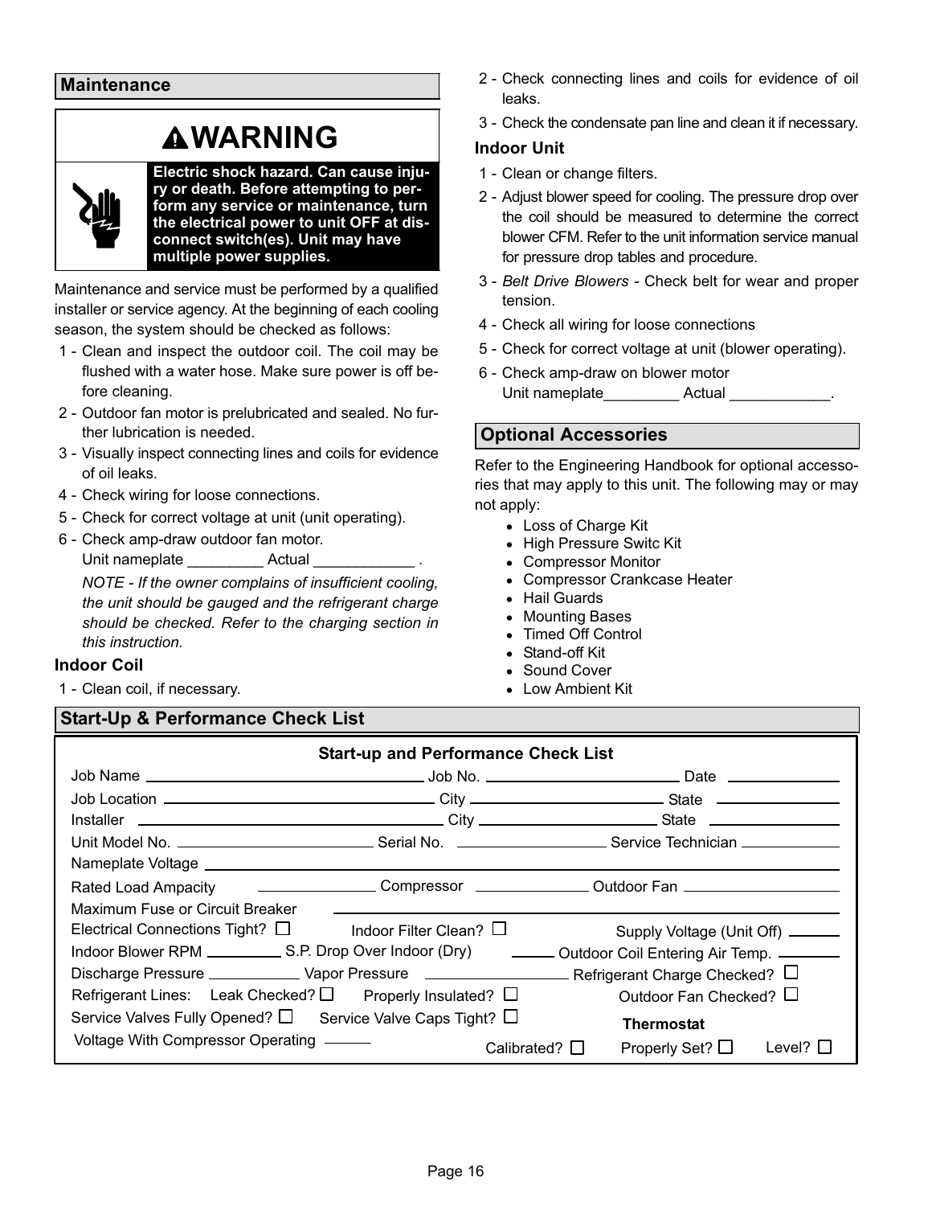## Maintenance

### ⚠WARNING

**Electric shock hazard. Can cause injury or death. Before attempting to perform any service or maintenance, turn the electrical power to unit OFF at disconnect switch(es). Unit may have multiple power supplies.**

Maintenance and service must be performed by a qualified installer or service agency. At the beginning of each cooling season, the system should be checked as follows:

1 - Clean and inspect the outdoor coil. The coil may be flushed with a water hose. Make sure power is off before cleaning.

2 - Outdoor fan motor is prelubricated and sealed. No further lubrication is needed.

3 - Visually inspect connecting lines and coils for evidence of oil leaks.

4 - Check wiring for loose connections.

5 - Check for correct voltage at unit (unit operating).

6 - Check amp-draw outdoor fan motor.
Unit nameplate _________ Actual ____________ .

*NOTE - If the owner complains of insufficient cooling, the unit should be gauged and the refrigerant charge should be checked. Refer to the charging section in this instruction.*

### Indoor Coil

1 - Clean coil, if necessary.

2 - Check connecting lines and coils for evidence of oil leaks.

3 - Check the condensate pan line and clean it if necessary.

### Indoor Unit

1 - Clean or change filters.

2 - Adjust blower speed for cooling. The pressure drop over the coil should be measured to determine the correct blower CFM. Refer to the unit information service manual for pressure drop tables and procedure.

3 - *Belt Drive Blowers* - Check belt for wear and proper tension.

4 - Check all wiring for loose connections

5 - Check for correct voltage at unit (blower operating).

6 - Check amp-draw on blower motor
Unit nameplate_________ Actual ____________.

## Optional Accessories

Refer to the Engineering Handbook for optional accessories that may apply to this unit. The following may or may not apply:

- Loss of Charge Kit
- High Pressure Switc Kit
- Compressor Monitor
- Compressor Crankcase Heater
- Hail Guards
- Mounting Bases
- Timed Off Control
- Stand-off Kit
- Sound Cover
- Low Ambient Kit

## Start-Up & Performance Check List

**Start-up and Performance Check List**

Job Name ____________________ Job No. ____________________ Date ____________

Job Location ____________________ City ____________________ State ____________

Installer ____________________ City ____________________ State ____________

Unit Model No. ____________________ Serial No. ____________________ Service Technician ____________

Nameplate Voltage ____________________

Rated Load Ampacity ____________ Compressor ____________ Outdoor Fan ____________

Maximum Fuse or Circuit Breaker ____________________

Electrical Connections Tight? ☐ Indoor Filter Clean? ☐ Supply Voltage (Unit Off) ______

Indoor Blower RPM ________ S.P. Drop Over Indoor (Dry) ______ Outdoor Coil Entering Air Temp. ______

Discharge Pressure ____________ Vapor Pressure ____________ Refrigerant Charge Checked? ☐

Refrigerant Lines: Leak Checked? ☐ Properly Insulated? ☐ Outdoor Fan Checked? ☐

Service Valves Fully Opened? ☐ Service Valve Caps Tight? ☐

**Thermostat**

Voltage With Compressor Operating ______ Calibrated? ☐ Properly Set? ☐ Level? ☐